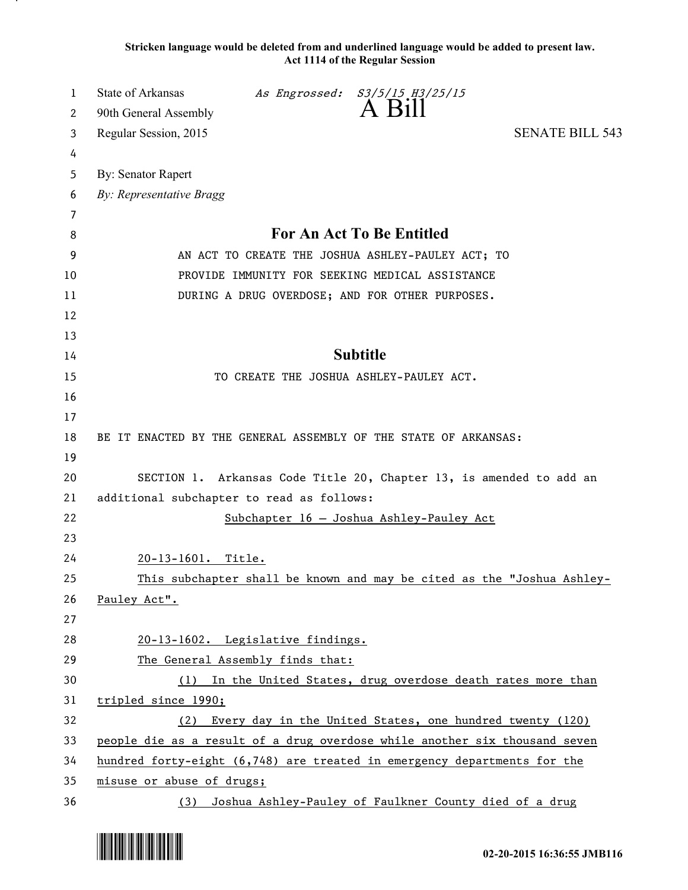**Stricken language would be deleted from and underlined language would be added to present law.**
**Act 1114 of the Regular Session**

State of Arkansas *As Engrossed: S3/5/15 H3/25/15*
90th General Assembly
# A Bill
Regular Session, 2015 SENATE BILL 543

By: Senator Rapert
*By: Representative Bragg*

## For An Act To Be Entitled

AN ACT TO CREATE THE JOSHUA ASHLEY-PAULEY ACT; TO PROVIDE IMMUNITY FOR SEEKING MEDICAL ASSISTANCE DURING A DRUG OVERDOSE; AND FOR OTHER PURPOSES.

## Subtitle

TO CREATE THE JOSHUA ASHLEY-PAULEY ACT.

BE IT ENACTED BY THE GENERAL ASSEMBLY OF THE STATE OF ARKANSAS:

SECTION 1. Arkansas Code Title 20, Chapter 13, is amended to add an additional subchapter to read as follows:

<u>Subchapter 16 — Joshua Ashley-Pauley Act</u>

<u>20-13-1601. Title.</u>

<u>This subchapter shall be known and may be cited as the "Joshua Ashley-Pauley Act".</u>

<u>20-13-1602. Legislative findings.</u>

<u>The General Assembly finds that:</u>

<u>(1) In the United States, drug overdose death rates more than tripled since 1990;</u>

<u>(2) Every day in the United States, one hundred twenty (120) people die as a result of a drug overdose while another six thousand seven hundred forty-eight (6,748) are treated in emergency departments for the misuse or abuse of drugs;</u>

<u>(3) Joshua Ashley-Pauley of Faulkner County died of a drug</u>

02-20-2015 16:36:55 JMB116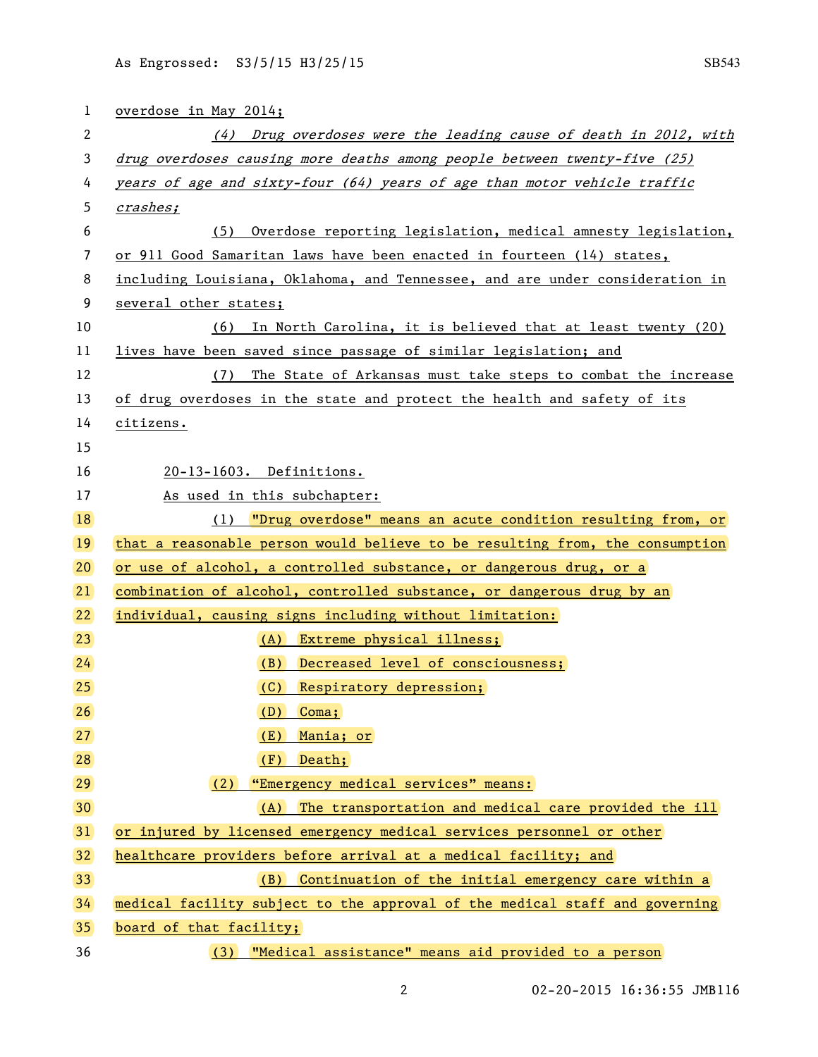overdose in May 2014;

(4) *Drug overdoses were the leading cause of death in 2012, with drug overdoses causing more deaths among people between twenty-five (25) years of age and sixty-four (64) years of age than motor vehicle traffic crashes;*

(5) Overdose reporting legislation, medical amnesty legislation, or 911 Good Samaritan laws have been enacted in fourteen (14) states, including Louisiana, Oklahoma, and Tennessee, and are under consideration in several other states;

(6) In North Carolina, it is believed that at least twenty (20) lives have been saved since passage of similar legislation; and

(7) The State of Arkansas must take steps to combat the increase of drug overdoses in the state and protect the health and safety of its citizens.

20-13-1603. Definitions.

As used in this subchapter:

(1) "Drug overdose" means an acute condition resulting from, or that a reasonable person would believe to be resulting from, the consumption or use of alcohol, a controlled substance, or dangerous drug, or a combination of alcohol, controlled substance, or dangerous drug by an individual, causing signs including without limitation:

(A) Extreme physical illness;

(B) Decreased level of consciousness;

(C) Respiratory depression;

(D) Coma;

(E) Mania; or

(F) Death;

(2) "Emergency medical services" means:

(A) The transportation and medical care provided the ill or injured by licensed emergency medical services personnel or other healthcare providers before arrival at a medical facility; and

(B) Continuation of the initial emergency care within a medical facility subject to the approval of the medical staff and governing board of that facility;

(3) "Medical assistance" means aid provided to a person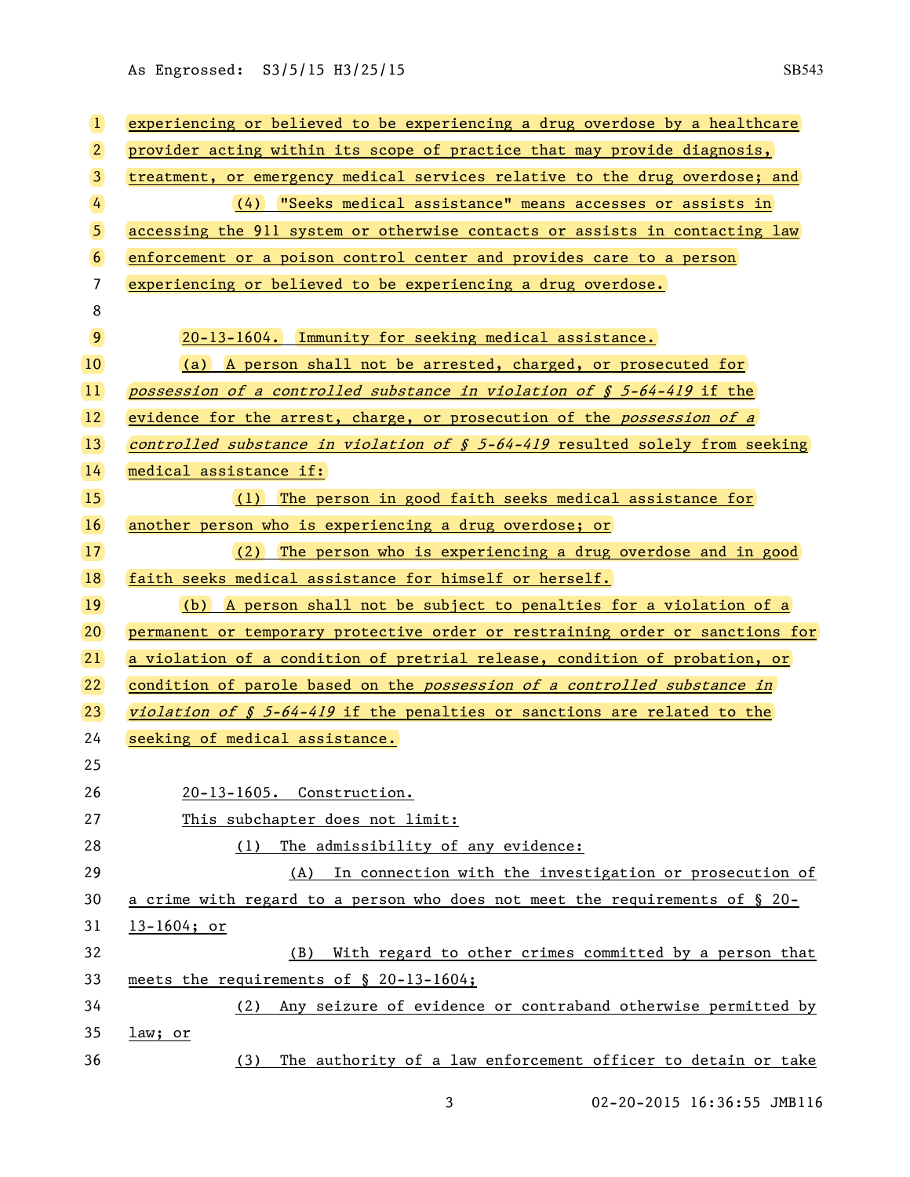experiencing or believed to be experiencing a drug overdose by a healthcare provider acting within its scope of practice that may provide diagnosis, treatment, or emergency medical services relative to the drug overdose; and

(4) "Seeks medical assistance" means accesses or assists in accessing the 911 system or otherwise contacts or assists in contacting law enforcement or a poison control center and provides care to a person experiencing or believed to be experiencing a drug overdose.

20-13-1604. Immunity for seeking medical assistance.

(a) A person shall not be arrested, charged, or prosecuted for *possession of a controlled substance in violation of § 5-64-419* if the evidence for the arrest, charge, or prosecution of the *possession of a controlled substance in violation of § 5-64-419* resulted solely from seeking medical assistance if:

(1) The person in good faith seeks medical assistance for another person who is experiencing a drug overdose; or

(2) The person who is experiencing a drug overdose and in good faith seeks medical assistance for himself or herself.

(b) A person shall not be subject to penalties for a violation of a permanent or temporary protective order or restraining order or sanctions for a violation of a condition of pretrial release, condition of probation, or condition of parole based on the *possession of a controlled substance in violation of § 5-64-419* if the penalties or sanctions are related to the seeking of medical assistance.

20-13-1605. Construction.

This subchapter does not limit:

(1) The admissibility of any evidence:

(A) In connection with the investigation or prosecution of a crime with regard to a person who does not meet the requirements of § 20-13-1604; or

(B) With regard to other crimes committed by a person that meets the requirements of § 20-13-1604;

(2) Any seizure of evidence or contraband otherwise permitted by law; or

(3) The authority of a law enforcement officer to detain or take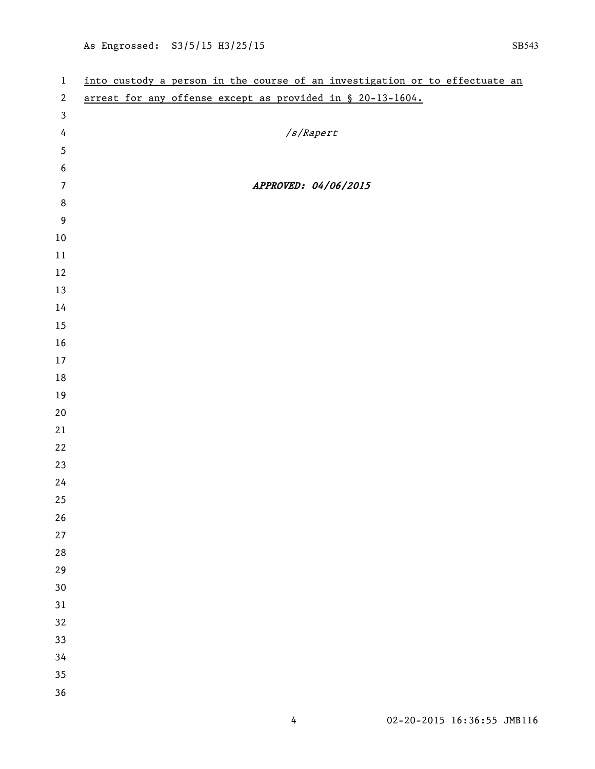into custody a person in the course of an investigation or to effectuate an arrest for any offense except as provided in § 20-13-1604.

*/s/Rapert*

***APPROVED: 04/06/2015***